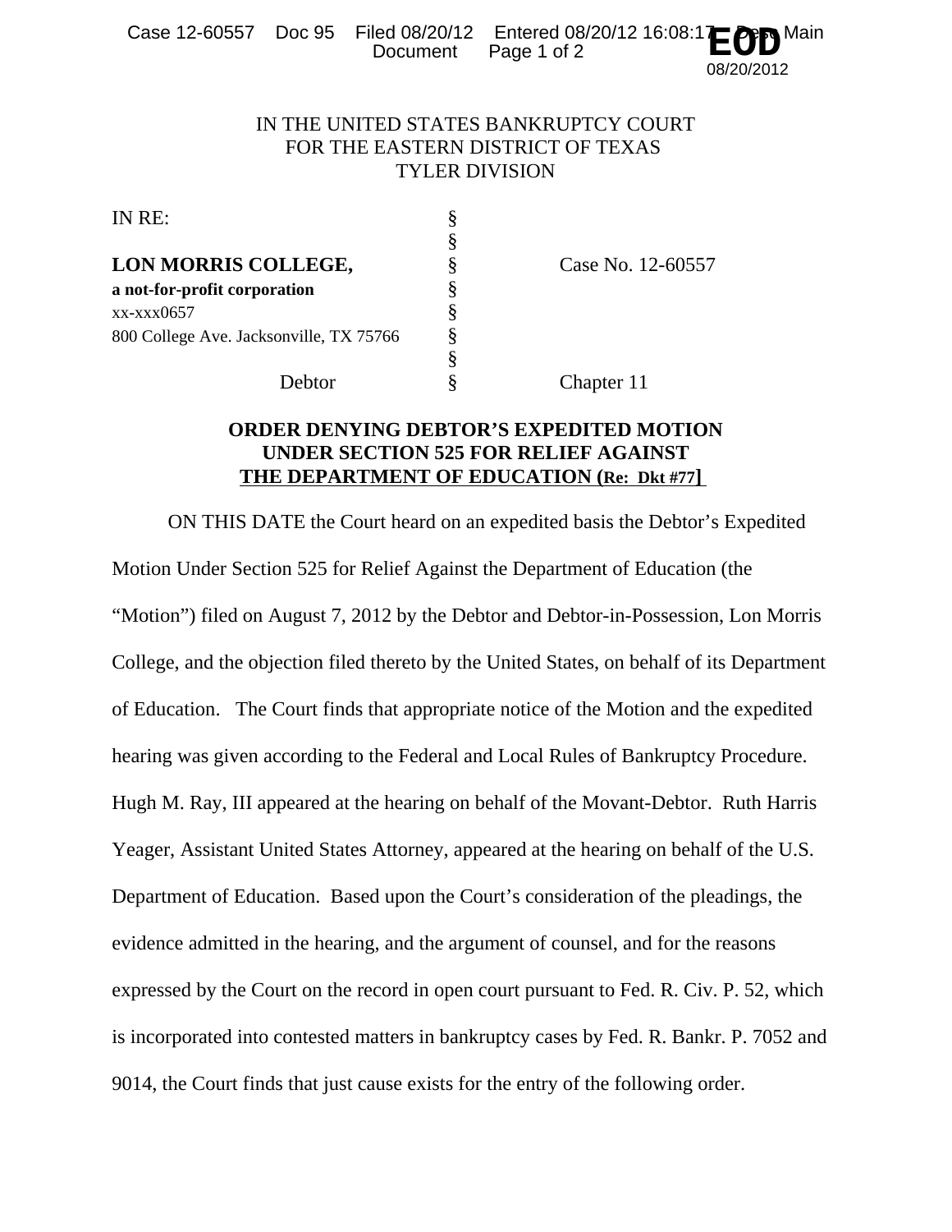# IN THE UNITED STATES BANKRUPTCY COURT
# FOR THE EASTERN DISTRICT OF TEXAS
# TYLER DIVISION

| | | |
|---|---|---|
| IN RE: | § | |
| | § | |
| **LON MORRIS COLLEGE,** | § | Case No. 12-60557 |
| **a not-for-profit corporation** | § | |
| xx-xxx0657 | § | |
| 800 College Ave. Jacksonville, TX 75766 | § | |
| | § | |
| Debtor | § | Chapter 11 |

## ORDER DENYING DEBTOR'S EXPEDITED MOTION UNDER SECTION 525 FOR RELIEF AGAINST THE DEPARTMENT OF EDUCATION (Re: Dkt #77]

ON THIS DATE the Court heard on an expedited basis the Debtor's Expedited Motion Under Section 525 for Relief Against the Department of Education (the "Motion") filed on August 7, 2012 by the Debtor and Debtor-in-Possession, Lon Morris College, and the objection filed thereto by the United States, on behalf of its Department of Education. The Court finds that appropriate notice of the Motion and the expedited hearing was given according to the Federal and Local Rules of Bankruptcy Procedure. Hugh M. Ray, III appeared at the hearing on behalf of the Movant-Debtor. Ruth Harris Yeager, Assistant United States Attorney, appeared at the hearing on behalf of the U.S. Department of Education. Based upon the Court's consideration of the pleadings, the evidence admitted in the hearing, and the argument of counsel, and for the reasons expressed by the Court on the record in open court pursuant to Fed. R. Civ. P. 52, which is incorporated into contested matters in bankruptcy cases by Fed. R. Bankr. P. 7052 and 9014, the Court finds that just cause exists for the entry of the following order.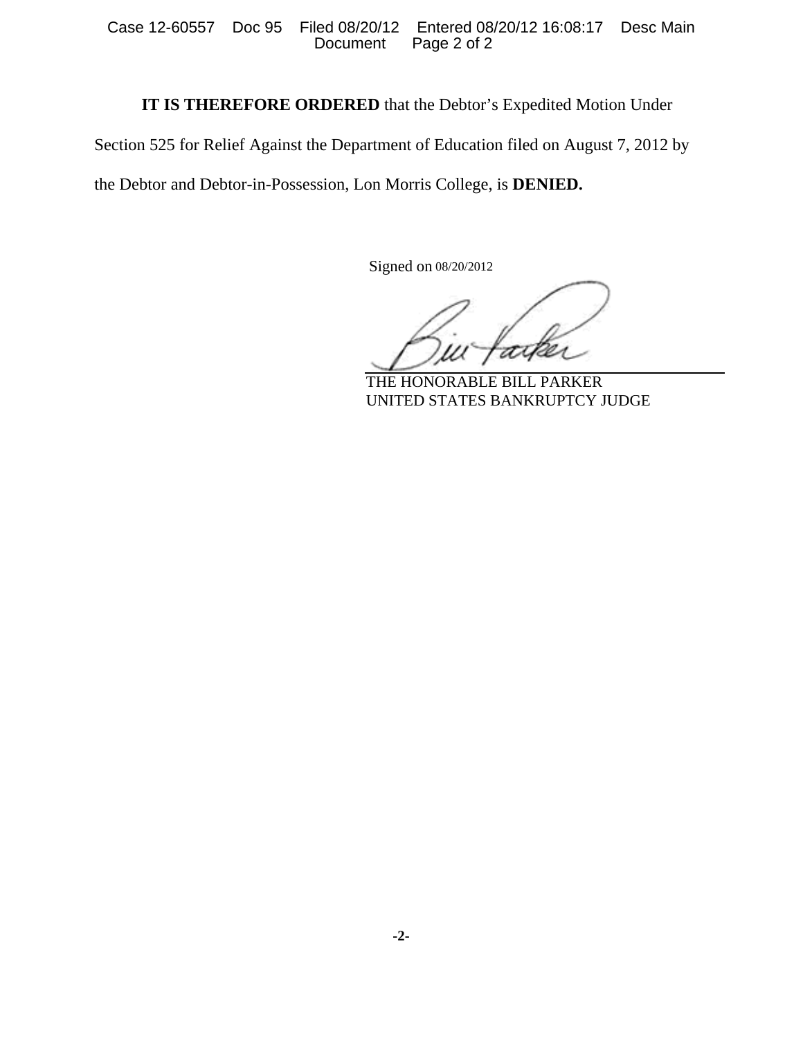**IT IS THEREFORE ORDERED** that the Debtor's Expedited Motion Under Section 525 for Relief Against the Department of Education filed on August 7, 2012 by the Debtor and Debtor-in-Possession, Lon Morris College, is **DENIED.**

Signed on 08/20/2012

THE HONORABLE BILL PARKER
UNITED STATES BANKRUPTCY JUDGE